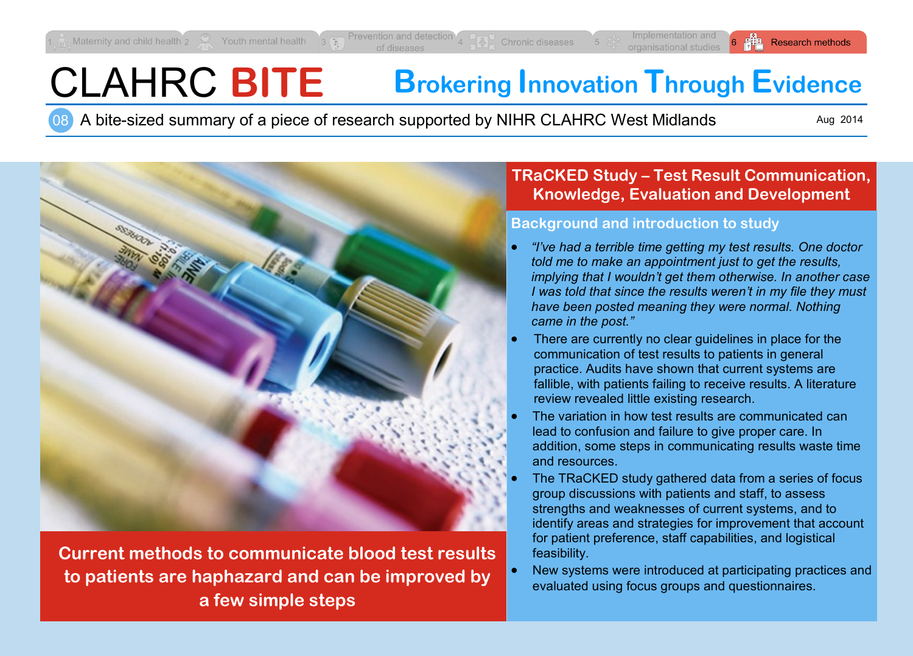1 Maternity and child health | 2 Youth mental health | 3 Prevention and detection of diseases | 4 Chronic diseases | 5 Implementation and organisational studies | 6 Research methods

# CLAHRC BITE

## Brokering Innovation Through Evidence

08 A bite-sized summary of a piece of research supported by NIHR CLAHRC West Midlands

Aug 2014

**Current methods to communicate blood test results to patients are haphazard and can be improved by a few simple steps**

## TRaCKED Study – Test Result Communication, Knowledge, Evaluation and Development

### Background and introduction to study

- *"I've had a terrible time getting my test results. One doctor told me to make an appointment just to get the results, implying that I wouldn't get them otherwise. In another case I was told that since the results weren't in my file they must have been posted meaning they were normal. Nothing came in the post."*
- There are currently no clear guidelines in place for the communication of test results to patients in general practice. Audits have shown that current systems are fallible, with patients failing to receive results. A literature review revealed little existing research.
- The variation in how test results are communicated can lead to confusion and failure to give proper care. In addition, some steps in communicating results waste time and resources.
- The TRaCKED study gathered data from a series of focus group discussions with patients and staff, to assess strengths and weaknesses of current systems, and to identify areas and strategies for improvement that account for patient preference, staff capabilities, and logistical feasibility.
- New systems were introduced at participating practices and evaluated using focus groups and questionnaires.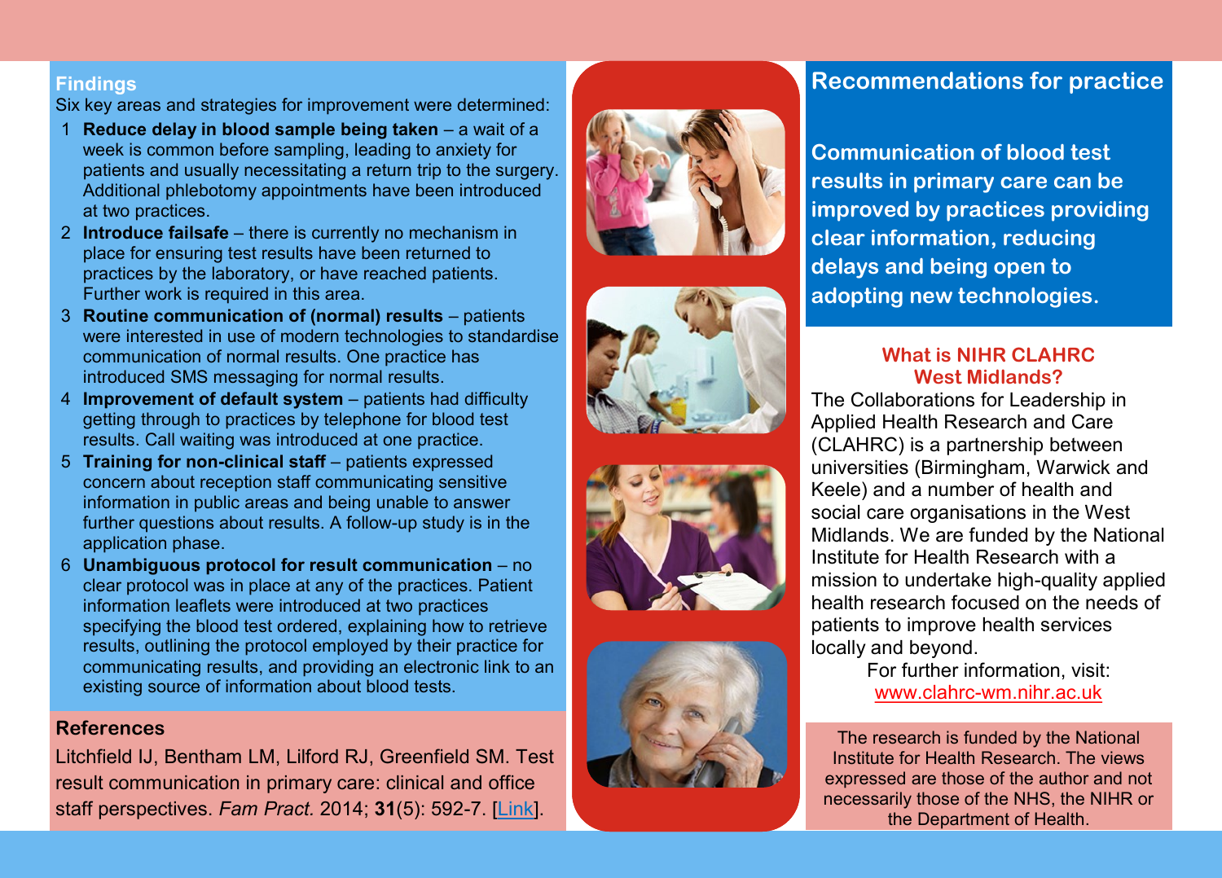## Findings

Six key areas and strategies for improvement were determined:

1. **Reduce delay in blood sample being taken** – a wait of a week is common before sampling, leading to anxiety for patients and usually necessitating a return trip to the surgery. Additional phlebotomy appointments have been introduced at two practices.
2. **Introduce failsafe** – there is currently no mechanism in place for ensuring test results have been returned to practices by the laboratory, or have reached patients. Further work is required in this area.
3. **Routine communication of (normal) results** – patients were interested in use of modern technologies to standardise communication of normal results. One practice has introduced SMS messaging for normal results.
4. **Improvement of default system** – patients had difficulty getting through to practices by telephone for blood test results. Call waiting was introduced at one practice.
5. **Training for non-clinical staff** – patients expressed concern about reception staff communicating sensitive information in public areas and being unable to answer further questions about results. A follow-up study is in the application phase.
6. **Unambiguous protocol for result communication** – no clear protocol was in place at any of the practices. Patient information leaflets were introduced at two practices specifying the blood test ordered, explaining how to retrieve results, outlining the protocol employed by their practice for communicating results, and providing an electronic link to an existing source of information about blood tests.

## References

Litchfield IJ, Bentham LM, Lilford RJ, Greenfield SM. Test result communication in primary care: clinical and office staff perspectives. *Fam Pract.* 2014; **31**(5): 592-7. [Link].

## Recommendations for practice

**Communication of blood test results in primary care can be improved by practices providing clear information, reducing delays and being open to adopting new technologies.**

### What is NIHR CLAHRC West Midlands?

The Collaborations for Leadership in Applied Health Research and Care (CLAHRC) is a partnership between universities (Birmingham, Warwick and Keele) and a number of health and social care organisations in the West Midlands. We are funded by the National Institute for Health Research with a mission to undertake high-quality applied health research focused on the needs of patients to improve health services locally and beyond.

For further information, visit: www.clahrc-wm.nihr.ac.uk

The research is funded by the National Institute for Health Research. The views expressed are those of the author and not necessarily those of the NHS, the NIHR or the Department of Health.